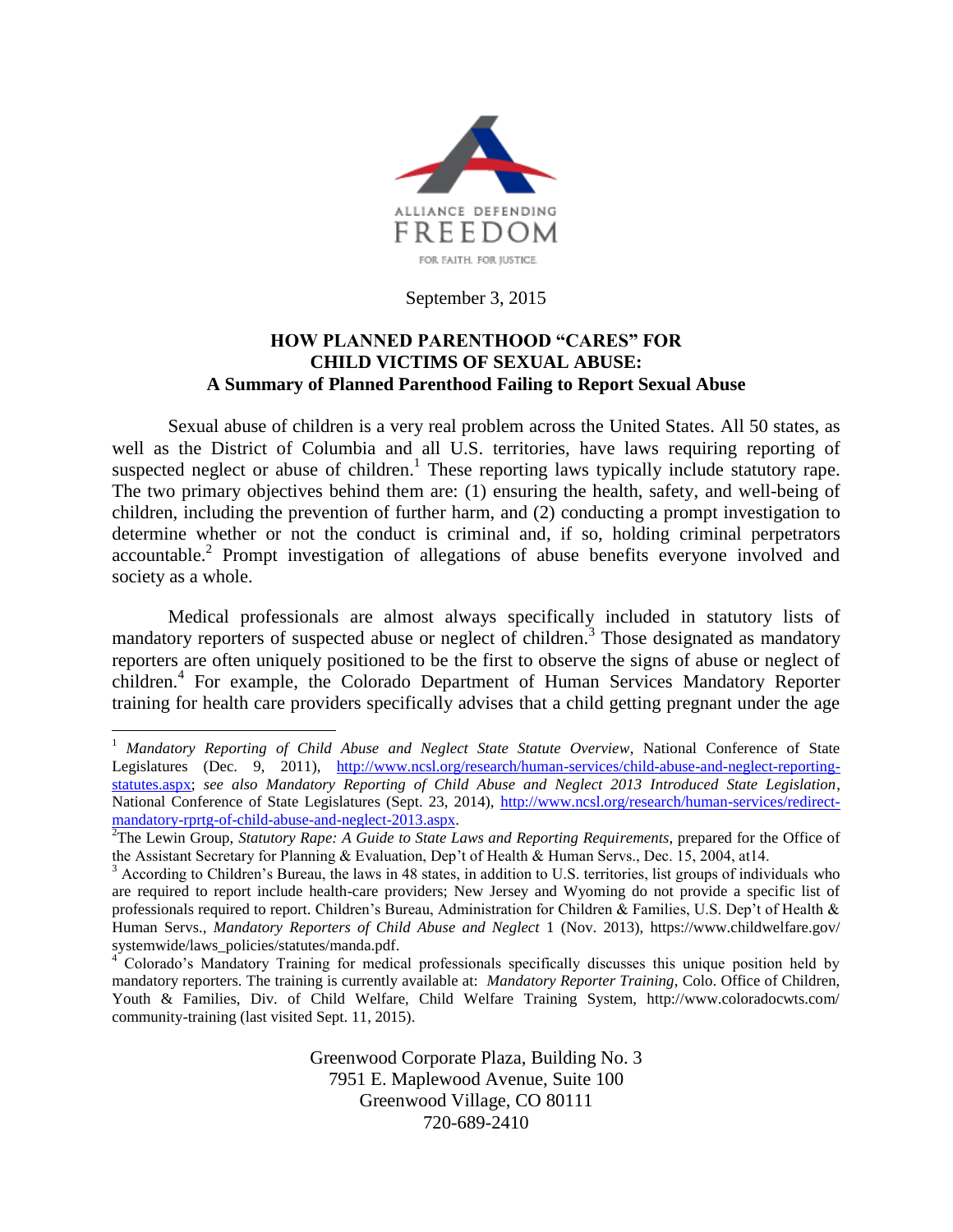ALLIANCE DEFENDING FREEDOM

FOR FAITH. FOR JUSTICE.

September 3, 2015

# HOW PLANNED PARENTHOOD "CARES" FOR CHILD VICTIMS OF SEXUAL ABUSE: A Summary of Planned Parenthood Failing to Report Sexual Abuse

Sexual abuse of children is a very real problem across the United States. All 50 states, as well as the District of Columbia and all U.S. territories, have laws requiring reporting of suspected neglect or abuse of children.[1] These reporting laws typically include statutory rape. The two primary objectives behind them are: (1) ensuring the health, safety, and well-being of children, including the prevention of further harm, and (2) conducting a prompt investigation to determine whether or not the conduct is criminal and, if so, holding criminal perpetrators accountable.[2] Prompt investigation of allegations of abuse benefits everyone involved and society as a whole.

Medical professionals are almost always specifically included in statutory lists of mandatory reporters of suspected abuse or neglect of children.[3] Those designated as mandatory reporters are often uniquely positioned to be the first to observe the signs of abuse or neglect of children.[4] For example, the Colorado Department of Human Services Mandatory Reporter training for health care providers specifically advises that a child getting pregnant under the age

---

[1] *Mandatory Reporting of Child Abuse and Neglect State Statute Overview*, National Conference of State Legislatures (Dec. 9, 2011), http://www.ncsl.org/research/human-services/child-abuse-and-neglect-reporting-statutes.aspx; *see also Mandatory Reporting of Child Abuse and Neglect 2013 Introduced State Legislation*, National Conference of State Legislatures (Sept. 23, 2014), http://www.ncsl.org/research/human-services/redirect-mandatory-rprtg-of-child-abuse-and-neglect-2013.aspx.

[2] The Lewin Group, *Statutory Rape: A Guide to State Laws and Reporting Requirements*, prepared for the Office of the Assistant Secretary for Planning & Evaluation, Dep't of Health & Human Servs., Dec. 15, 2004, at14.

[3] According to Children's Bureau, the laws in 48 states, in addition to U.S. territories, list groups of individuals who are required to report include health-care providers; New Jersey and Wyoming do not provide a specific list of professionals required to report. Children's Bureau, Administration for Children & Families, U.S. Dep't of Health & Human Servs., *Mandatory Reporters of Child Abuse and Neglect* 1 (Nov. 2013), https://www.childwelfare.gov/systemwide/laws_policies/statutes/manda.pdf.

[4] Colorado's Mandatory Training for medical professionals specifically discusses this unique position held by mandatory reporters. The training is currently available at: *Mandatory Reporter Training*, Colo. Office of Children, Youth & Families, Div. of Child Welfare, Child Welfare Training System, http://www.coloradocwts.com/community-training (last visited Sept. 11, 2015).

Greenwood Corporate Plaza, Building No. 3
7951 E. Maplewood Avenue, Suite 100
Greenwood Village, CO 80111
720-689-2410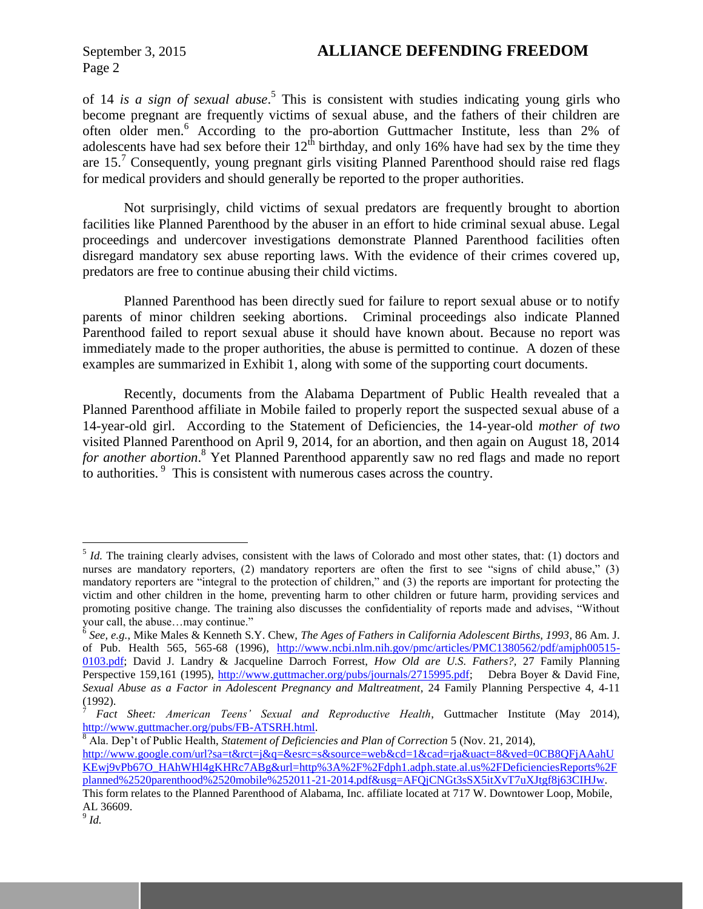of 14 *is a sign of sexual abuse*.[5] This is consistent with studies indicating young girls who become pregnant are frequently victims of sexual abuse, and the fathers of their children are often older men.[6] According to the pro-abortion Guttmacher Institute, less than 2% of adolescents have had sex before their 12th birthday, and only 16% have had sex by the time they are 15.[7] Consequently, young pregnant girls visiting Planned Parenthood should raise red flags for medical providers and should generally be reported to the proper authorities.

Not surprisingly, child victims of sexual predators are frequently brought to abortion facilities like Planned Parenthood by the abuser in an effort to hide criminal sexual abuse. Legal proceedings and undercover investigations demonstrate Planned Parenthood facilities often disregard mandatory sex abuse reporting laws. With the evidence of their crimes covered up, predators are free to continue abusing their child victims.

Planned Parenthood has been directly sued for failure to report sexual abuse or to notify parents of minor children seeking abortions. Criminal proceedings also indicate Planned Parenthood failed to report sexual abuse it should have known about. Because no report was immediately made to the proper authorities, the abuse is permitted to continue. A dozen of these examples are summarized in Exhibit 1, along with some of the supporting court documents.

Recently, documents from the Alabama Department of Public Health revealed that a Planned Parenthood affiliate in Mobile failed to properly report the suspected sexual abuse of a 14-year-old girl. According to the Statement of Deficiencies, the 14-year-old *mother of two* visited Planned Parenthood on April 9, 2014, for an abortion, and then again on August 18, 2014 *for another abortion*.[8] Yet Planned Parenthood apparently saw no red flags and made no report to authorities.[9] This is consistent with numerous cases across the country.

---

[5] *Id.* The training clearly advises, consistent with the laws of Colorado and most other states, that: (1) doctors and nurses are mandatory reporters, (2) mandatory reporters are often the first to see "signs of child abuse," (3) mandatory reporters are "integral to the protection of children," and (3) the reports are important for protecting the victim and other children in the home, preventing harm to other children or future harm, providing services and promoting positive change. The training also discusses the confidentiality of reports made and advises, "Without your call, the abuse…may continue."

[6] *See, e.g.*, Mike Males & Kenneth S.Y. Chew, *The Ages of Fathers in California Adolescent Births, 1993*, 86 Am. J. of Pub. Health 565, 565-68 (1996), http://www.ncbi.nlm.nih.gov/pmc/articles/PMC1380562/pdf/amjph00515-0103.pdf; David J. Landry & Jacqueline Darroch Forrest, *How Old are U.S. Fathers?*, 27 Family Planning Perspective 159,161 (1995), http://www.guttmacher.org/pubs/journals/2715995.pdf; Debra Boyer & David Fine, *Sexual Abuse as a Factor in Adolescent Pregnancy and Maltreatment*, 24 Family Planning Perspective 4, 4-11 (1992).

[7] *Fact Sheet: American Teens' Sexual and Reproductive Health*, Guttmacher Institute (May 2014), http://www.guttmacher.org/pubs/FB-ATSRH.html.

[8] Ala. Dep't of Public Health, *Statement of Deficiencies and Plan of Correction* 5 (Nov. 21, 2014), http://www.google.com/url?sa=t&rct=j&q=&esrc=s&source=web&cd=1&cad=rja&uact=8&ved=0CB8QFjAAahUKEwj9vPb67O_HAhWHl4gKHRc7ABg&url=http%3A%2F%2Fdph1.adph.state.al.us%2FDeficienciesReports%2Fplanned%2520parenthood%2520mobile%252011-21-2014.pdf&usg=AFQjCNGt3sSX5itXvT7uXJtgf8j63CIHJw. This form relates to the Planned Parenthood of Alabama, Inc. affiliate located at 717 W. Downtower Loop, Mobile, AL 36609.

[9] *Id.*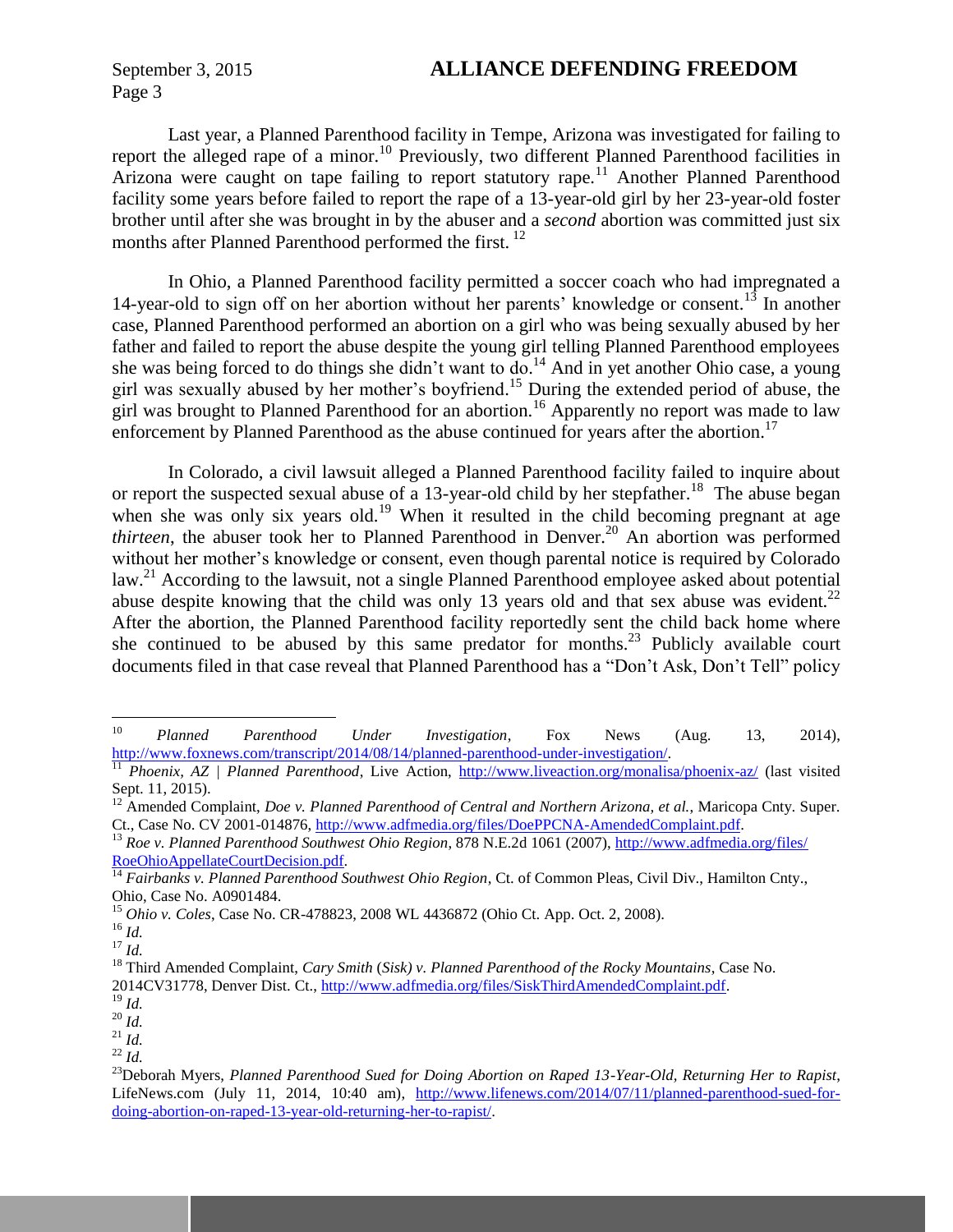Last year, a Planned Parenthood facility in Tempe, Arizona was investigated for failing to report the alleged rape of a minor.[10] Previously, two different Planned Parenthood facilities in Arizona were caught on tape failing to report statutory rape.[11] Another Planned Parenthood facility some years before failed to report the rape of a 13-year-old girl by her 23-year-old foster brother until after she was brought in by the abuser and a *second* abortion was committed just six months after Planned Parenthood performed the first.[12]

In Ohio, a Planned Parenthood facility permitted a soccer coach who had impregnated a 14-year-old to sign off on her abortion without her parents' knowledge or consent.[13] In another case, Planned Parenthood performed an abortion on a girl who was being sexually abused by her father and failed to report the abuse despite the young girl telling Planned Parenthood employees she was being forced to do things she didn't want to do.[14] And in yet another Ohio case, a young girl was sexually abused by her mother's boyfriend.[15] During the extended period of abuse, the girl was brought to Planned Parenthood for an abortion.[16] Apparently no report was made to law enforcement by Planned Parenthood as the abuse continued for years after the abortion.[17]

In Colorado, a civil lawsuit alleged a Planned Parenthood facility failed to inquire about or report the suspected sexual abuse of a 13-year-old child by her stepfather.[18] The abuse began when she was only six years old.[19] When it resulted in the child becoming pregnant at age *thirteen*, the abuser took her to Planned Parenthood in Denver.[20] An abortion was performed without her mother's knowledge or consent, even though parental notice is required by Colorado law.[21] According to the lawsuit, not a single Planned Parenthood employee asked about potential abuse despite knowing that the child was only 13 years old and that sex abuse was evident.[22] After the abortion, the Planned Parenthood facility reportedly sent the child back home where she continued to be abused by this same predator for months.[23] Publicly available court documents filed in that case reveal that Planned Parenthood has a "Don't Ask, Don't Tell" policy

---

[10] *Planned Parenthood Under Investigation*, Fox News (Aug. 13, 2014), http://www.foxnews.com/transcript/2014/08/14/planned-parenthood-under-investigation/.

[11] *Phoenix, AZ | Planned Parenthood*, Live Action, http://www.liveaction.org/monalisa/phoenix-az/ (last visited Sept. 11, 2015).

[12] Amended Complaint, *Doe v. Planned Parenthood of Central and Northern Arizona, et al.*, Maricopa Cnty. Super. Ct., Case No. CV 2001-014876, http://www.adfmedia.org/files/DoePPCNA-AmendedComplaint.pdf.

[13] *Roe v. Planned Parenthood Southwest Ohio Region*, 878 N.E.2d 1061 (2007), http://www.adfmedia.org/files/RoeOhioAppellateCourtDecision.pdf.

[14] *Fairbanks v. Planned Parenthood Southwest Ohio Region*, Ct. of Common Pleas, Civil Div., Hamilton Cnty., Ohio, Case No. A0901484.

[15] *Ohio v. Coles*, Case No. CR-478823, 2008 WL 4436872 (Ohio Ct. App. Oct. 2, 2008).

[16] *Id.*

[17] *Id.*

[18] Third Amended Complaint, *Cary Smith* (*Sisk) v. Planned Parenthood of the Rocky Mountains*, Case No. 2014CV31778, Denver Dist. Ct., http://www.adfmedia.org/files/SiskThirdAmendedComplaint.pdf.

[19] *Id.*

[20] *Id.*

[21] *Id.*

[22] *Id.*

[23] Deborah Myers, *Planned Parenthood Sued for Doing Abortion on Raped 13-Year-Old, Returning Her to Rapist*, LifeNews.com (July 11, 2014, 10:40 am), http://www.lifenews.com/2014/07/11/planned-parenthood-sued-for-doing-abortion-on-raped-13-year-old-returning-her-to-rapist/.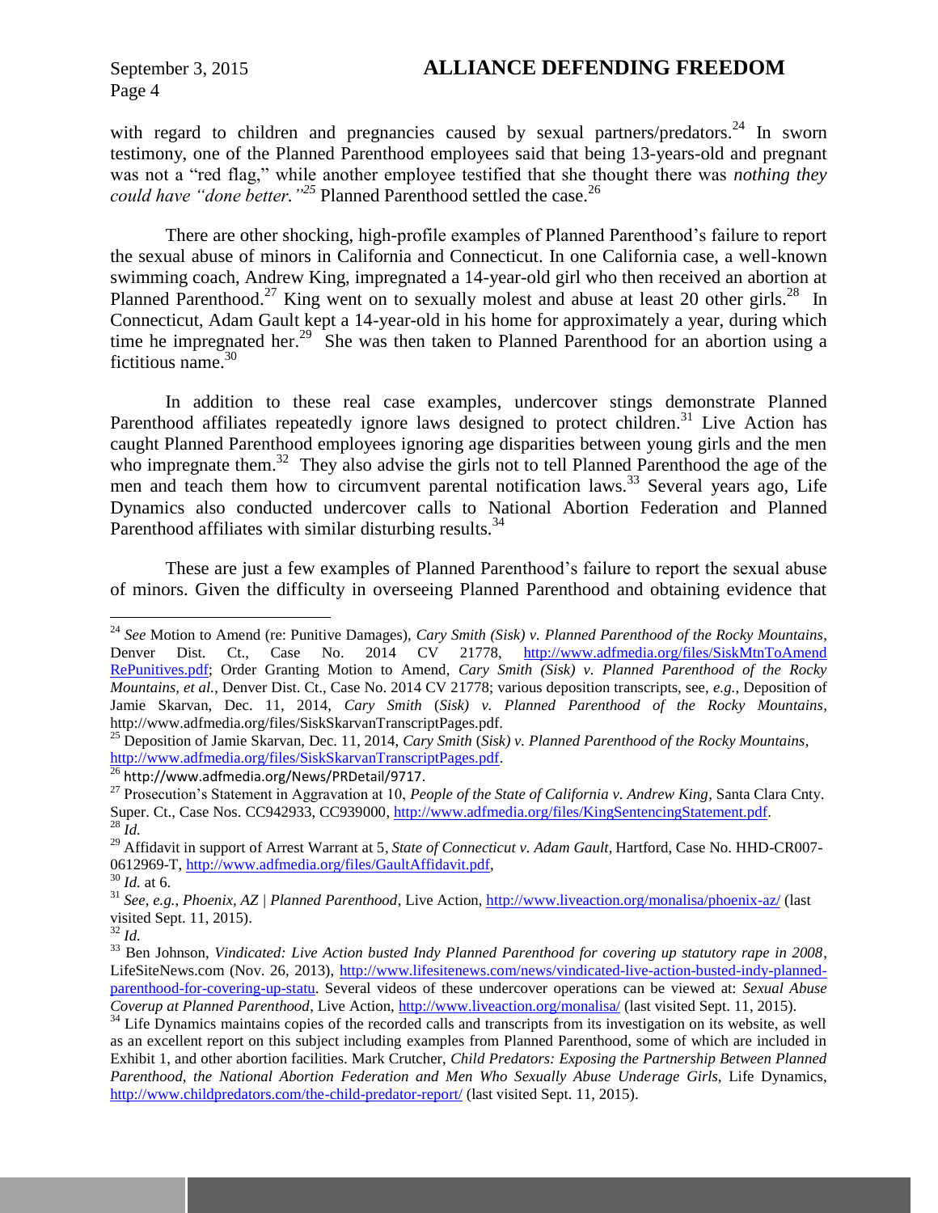with regard to children and pregnancies caused by sexual partners/predators.[24] In sworn testimony, one of the Planned Parenthood employees said that being 13-years-old and pregnant was not a "red flag," while another employee testified that she thought there was *nothing they could have "done better."*[25] Planned Parenthood settled the case.[26]

There are other shocking, high-profile examples of Planned Parenthood's failure to report the sexual abuse of minors in California and Connecticut. In one California case, a well-known swimming coach, Andrew King, impregnated a 14-year-old girl who then received an abortion at Planned Parenthood.[27] King went on to sexually molest and abuse at least 20 other girls.[28] In Connecticut, Adam Gault kept a 14-year-old in his home for approximately a year, during which time he impregnated her.[29] She was then taken to Planned Parenthood for an abortion using a fictitious name.[30]

In addition to these real case examples, undercover stings demonstrate Planned Parenthood affiliates repeatedly ignore laws designed to protect children.[31] Live Action has caught Planned Parenthood employees ignoring age disparities between young girls and the men who impregnate them.[32] They also advise the girls not to tell Planned Parenthood the age of the men and teach them how to circumvent parental notification laws.[33] Several years ago, Life Dynamics also conducted undercover calls to National Abortion Federation and Planned Parenthood affiliates with similar disturbing results.[34]

These are just a few examples of Planned Parenthood's failure to report the sexual abuse of minors. Given the difficulty in overseeing Planned Parenthood and obtaining evidence that

---

[24] *See* Motion to Amend (re: Punitive Damages), *Cary Smith (Sisk) v. Planned Parenthood of the Rocky Mountains*, Denver Dist. Ct., Case No. 2014 CV 21778, http://www.adfmedia.org/files/SiskMtnToAmendRePunitives.pdf; Order Granting Motion to Amend, *Cary Smith (Sisk) v. Planned Parenthood of the Rocky Mountains, et al.*, Denver Dist. Ct., Case No. 2014 CV 21778; various deposition transcripts, see, *e.g.*, Deposition of Jamie Skarvan, Dec. 11, 2014, *Cary Smith* (*Sisk*) *v. Planned Parenthood of the Rocky Mountains*, http://www.adfmedia.org/files/SiskSkarvanTranscriptPages.pdf.

[25] Deposition of Jamie Skarvan, Dec. 11, 2014, *Cary Smith* (*Sisk) v. Planned Parenthood of the Rocky Mountains*, http://www.adfmedia.org/files/SiskSkarvanTranscriptPages.pdf.

[26] http://www.adfmedia.org/News/PRDetail/9717.

[27] Prosecution's Statement in Aggravation at 10, *People of the State of California v. Andrew King*, Santa Clara Cnty. Super. Ct., Case Nos. CC942933, CC939000, http://www.adfmedia.org/files/KingSentencingStatement.pdf.

[28] *Id.*

[29] Affidavit in support of Arrest Warrant at 5, *State of Connecticut v. Adam Gault*, Hartford, Case No. HHD-CR007-0612969-T, http://www.adfmedia.org/files/GaultAffidavit.pdf,

[30] *Id.* at 6.

[31] *See, e.g.*, *Phoenix, AZ | Planned Parenthood*, Live Action, http://www.liveaction.org/monalisa/phoenix-az/ (last visited Sept. 11, 2015).

[32] *Id.*

[33] Ben Johnson, *Vindicated: Live Action busted Indy Planned Parenthood for covering up statutory rape in 2008*, LifeSiteNews.com (Nov. 26, 2013), http://www.lifesitenews.com/news/vindicated-live-action-busted-indy-planned-parenthood-for-covering-up-statu. Several videos of these undercover operations can be viewed at: *Sexual Abuse Coverup at Planned Parenthood*, Live Action, http://www.liveaction.org/monalisa/ (last visited Sept. 11, 2015).

[34] Life Dynamics maintains copies of the recorded calls and transcripts from its investigation on its website, as well as an excellent report on this subject including examples from Planned Parenthood, some of which are included in Exhibit 1, and other abortion facilities. Mark Crutcher, *Child Predators: Exposing the Partnership Between Planned Parenthood, the National Abortion Federation and Men Who Sexually Abuse Underage Girls*, Life Dynamics, http://www.childpredators.com/the-child-predator-report/ (last visited Sept. 11, 2015).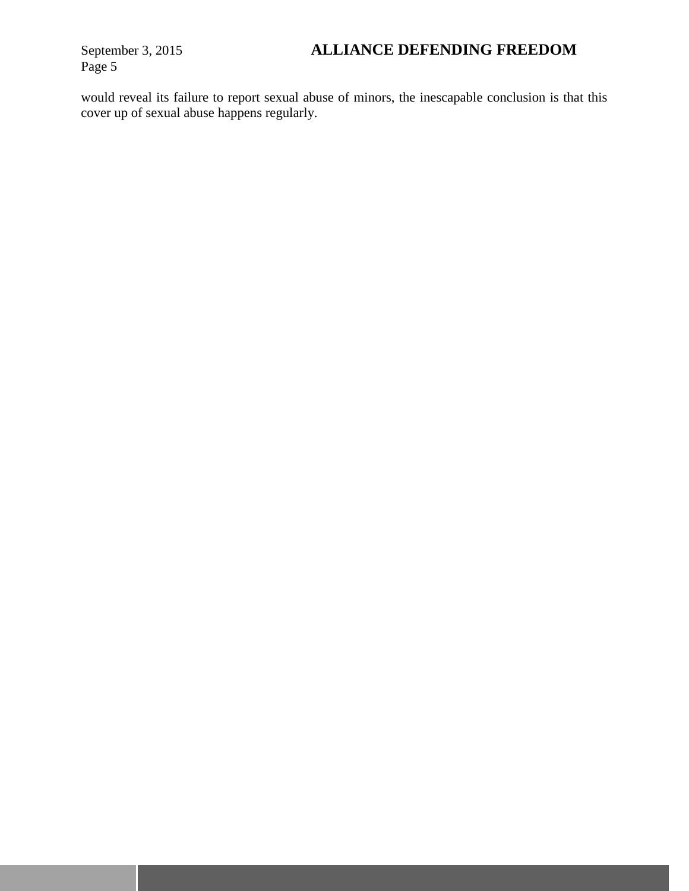would reveal its failure to report sexual abuse of minors, the inescapable conclusion is that this cover up of sexual abuse happens regularly.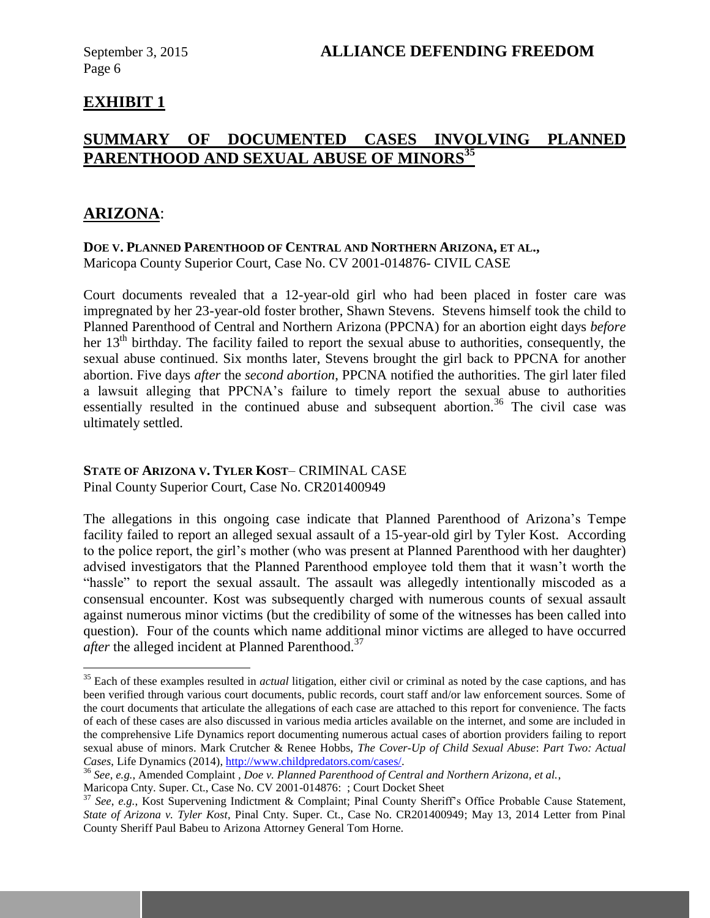## EXHIBIT 1

## SUMMARY OF DOCUMENTED CASES INVOLVING PLANNED PARENTHOOD AND SEXUAL ABUSE OF MINORS[35]

## ARIZONA:

**DOE V. PLANNED PARENTHOOD OF CENTRAL AND NORTHERN ARIZONA, ET AL.,**
Maricopa County Superior Court, Case No. CV 2001-014876- CIVIL CASE

Court documents revealed that a 12-year-old girl who had been placed in foster care was impregnated by her 23-year-old foster brother, Shawn Stevens. Stevens himself took the child to Planned Parenthood of Central and Northern Arizona (PPCNA) for an abortion eight days *before* her 13th birthday. The facility failed to report the sexual abuse to authorities, consequently, the sexual abuse continued. Six months later, Stevens brought the girl back to PPCNA for another abortion. Five days *after* the *second abortion*, PPCNA notified the authorities. The girl later filed a lawsuit alleging that PPCNA's failure to timely report the sexual abuse to authorities essentially resulted in the continued abuse and subsequent abortion.[36] The civil case was ultimately settled.

**STATE OF ARIZONA V. TYLER KOST**– CRIMINAL CASE
Pinal County Superior Court, Case No. CR201400949

The allegations in this ongoing case indicate that Planned Parenthood of Arizona's Tempe facility failed to report an alleged sexual assault of a 15-year-old girl by Tyler Kost. According to the police report, the girl's mother (who was present at Planned Parenthood with her daughter) advised investigators that the Planned Parenthood employee told them that it wasn't worth the "hassle" to report the sexual assault. The assault was allegedly intentionally miscoded as a consensual encounter. Kost was subsequently charged with numerous counts of sexual assault against numerous minor victims (but the credibility of some of the witnesses has been called into question). Four of the counts which name additional minor victims are alleged to have occurred *after* the alleged incident at Planned Parenthood.[37]

---

[35] Each of these examples resulted in *actual* litigation, either civil or criminal as noted by the case captions, and has been verified through various court documents, public records, court staff and/or law enforcement sources. Some of the court documents that articulate the allegations of each case are attached to this report for convenience. The facts of each of these cases are also discussed in various media articles available on the internet, and some are included in the comprehensive Life Dynamics report documenting numerous actual cases of abortion providers failing to report sexual abuse of minors. Mark Crutcher & Renee Hobbs, *The Cover-Up of Child Sexual Abuse*: *Part Two: Actual Cases*, Life Dynamics (2014), http://www.childpredators.com/cases/.

[36] *See, e.g.,* Amended Complaint , *Doe v. Planned Parenthood of Central and Northern Arizona, et al.*, Maricopa Cnty. Super. Ct., Case No. CV 2001-014876: ; Court Docket Sheet

[37] *See, e.g.,* Kost Supervening Indictment & Complaint; Pinal County Sheriff's Office Probable Cause Statement, *State of Arizona v. Tyler Kost*, Pinal Cnty. Super. Ct., Case No. CR201400949; May 13, 2014 Letter from Pinal County Sheriff Paul Babeu to Arizona Attorney General Tom Horne.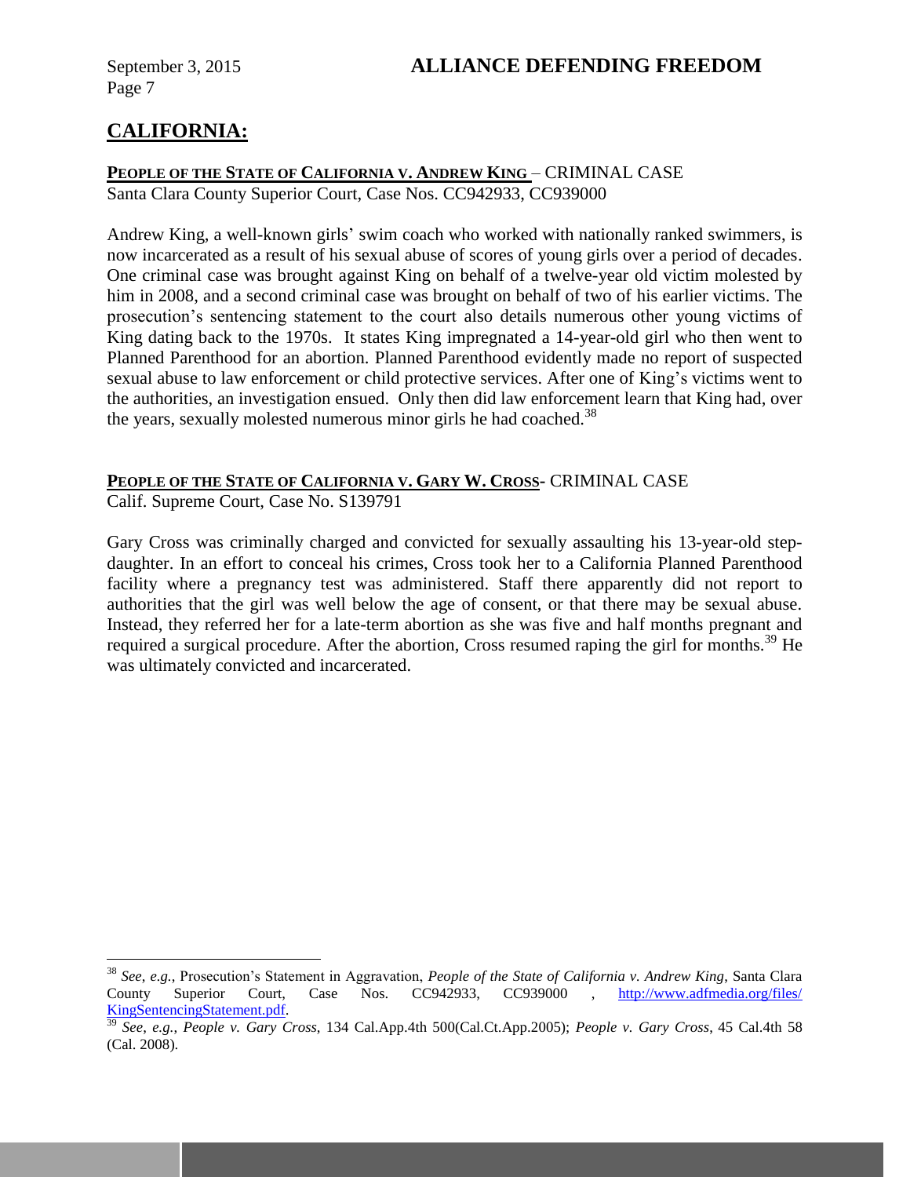## CALIFORNIA:

**PEOPLE OF THE STATE OF CALIFORNIA V. ANDREW KING** – CRIMINAL CASE
Santa Clara County Superior Court, Case Nos. CC942933, CC939000

Andrew King, a well-known girls' swim coach who worked with nationally ranked swimmers, is now incarcerated as a result of his sexual abuse of scores of young girls over a period of decades. One criminal case was brought against King on behalf of a twelve-year old victim molested by him in 2008, and a second criminal case was brought on behalf of two of his earlier victims. The prosecution's sentencing statement to the court also details numerous other young victims of King dating back to the 1970s. It states King impregnated a 14-year-old girl who then went to Planned Parenthood for an abortion. Planned Parenthood evidently made no report of suspected sexual abuse to law enforcement or child protective services. After one of King's victims went to the authorities, an investigation ensued. Only then did law enforcement learn that King had, over the years, sexually molested numerous minor girls he had coached.[38]

**PEOPLE OF THE STATE OF CALIFORNIA V. GARY W. CROSS**- CRIMINAL CASE
Calif. Supreme Court, Case No. S139791

Gary Cross was criminally charged and convicted for sexually assaulting his 13-year-old step-daughter. In an effort to conceal his crimes, Cross took her to a California Planned Parenthood facility where a pregnancy test was administered. Staff there apparently did not report to authorities that the girl was well below the age of consent, or that there may be sexual abuse. Instead, they referred her for a late-term abortion as she was five and half months pregnant and required a surgical procedure. After the abortion, Cross resumed raping the girl for months.[39] He was ultimately convicted and incarcerated.

---

[38] *See, e.g.*, Prosecution's Statement in Aggravation, *People of the State of California v. Andrew King*, Santa Clara County Superior Court, Case Nos. CC942933, CC939000 , http://www.adfmedia.org/files/KingSentencingStatement.pdf.

[39] *See, e.g., People v. Gary Cross*, 134 Cal.App.4th 500(Cal.Ct.App.2005); *People v. Gary Cross*, 45 Cal.4th 58 (Cal. 2008).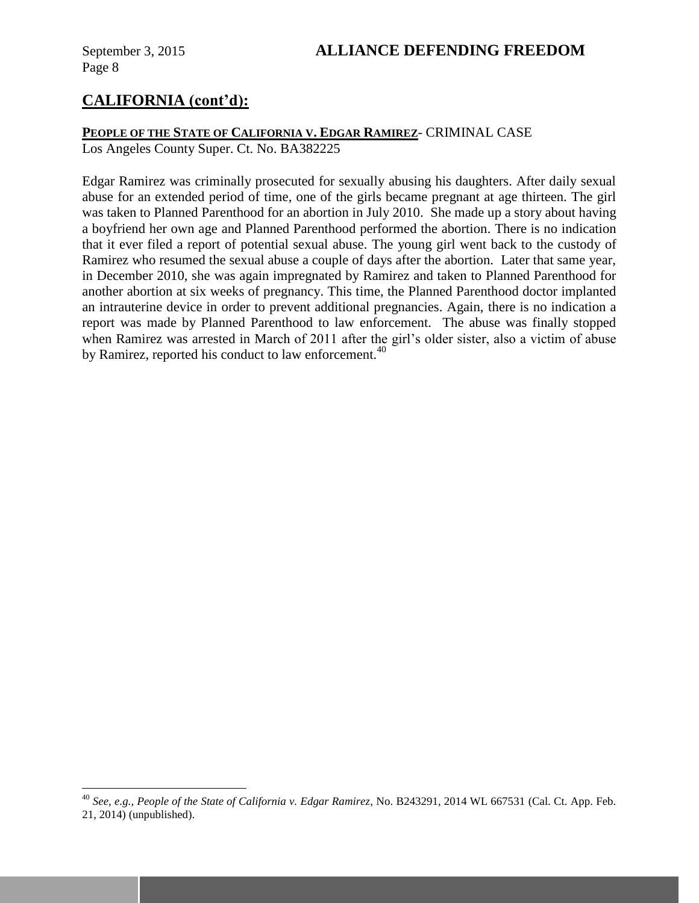## CALIFORNIA (cont'd):

**PEOPLE OF THE STATE OF CALIFORNIA V. EDGAR RAMIREZ**- CRIMINAL CASE
Los Angeles County Super. Ct. No. BA382225

Edgar Ramirez was criminally prosecuted for sexually abusing his daughters. After daily sexual abuse for an extended period of time, one of the girls became pregnant at age thirteen. The girl was taken to Planned Parenthood for an abortion in July 2010. She made up a story about having a boyfriend her own age and Planned Parenthood performed the abortion. There is no indication that it ever filed a report of potential sexual abuse. The young girl went back to the custody of Ramirez who resumed the sexual abuse a couple of days after the abortion. Later that same year, in December 2010, she was again impregnated by Ramirez and taken to Planned Parenthood for another abortion at six weeks of pregnancy. This time, the Planned Parenthood doctor implanted an intrauterine device in order to prevent additional pregnancies. Again, there is no indication a report was made by Planned Parenthood to law enforcement. The abuse was finally stopped when Ramirez was arrested in March of 2011 after the girl's older sister, also a victim of abuse by Ramirez, reported his conduct to law enforcement.[40]

---

[40] *See, e.g., People of the State of California v. Edgar Ramirez*, No. B243291, 2014 WL 667531 (Cal. Ct. App. Feb. 21, 2014) (unpublished).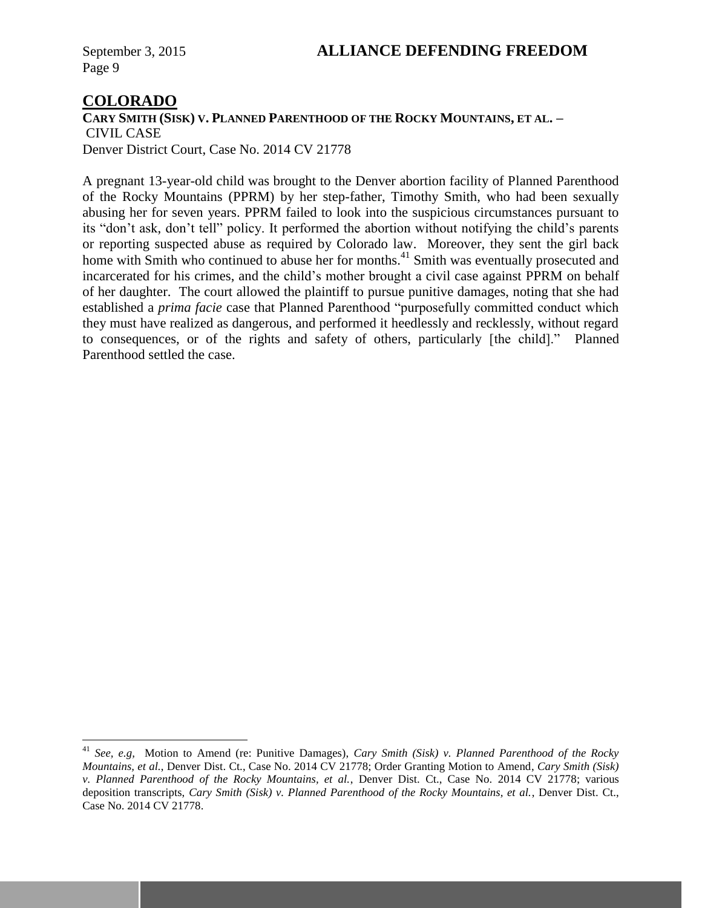## COLORADO

**CARY SMITH (SISK) V. PLANNED PARENTHOOD OF THE ROCKY MOUNTAINS, ET AL. –**
CIVIL CASE
Denver District Court, Case No. 2014 CV 21778

A pregnant 13-year-old child was brought to the Denver abortion facility of Planned Parenthood of the Rocky Mountains (PPRM) by her step-father, Timothy Smith, who had been sexually abusing her for seven years. PPRM failed to look into the suspicious circumstances pursuant to its "don't ask, don't tell" policy. It performed the abortion without notifying the child's parents or reporting suspected abuse as required by Colorado law. Moreover, they sent the girl back home with Smith who continued to abuse her for months.[41] Smith was eventually prosecuted and incarcerated for his crimes, and the child's mother brought a civil case against PPRM on behalf of her daughter. The court allowed the plaintiff to pursue punitive damages, noting that she had established a *prima facie* case that Planned Parenthood "purposefully committed conduct which they must have realized as dangerous, and performed it heedlessly and recklessly, without regard to consequences, or of the rights and safety of others, particularly [the child]." Planned Parenthood settled the case.

---

[41] *See, e.g,* Motion to Amend (re: Punitive Damages), *Cary Smith (Sisk) v. Planned Parenthood of the Rocky Mountains, et al.*, Denver Dist. Ct., Case No. 2014 CV 21778; Order Granting Motion to Amend, *Cary Smith (Sisk) v. Planned Parenthood of the Rocky Mountains, et al.*, Denver Dist. Ct., Case No. 2014 CV 21778; various deposition transcripts, *Cary Smith (Sisk) v. Planned Parenthood of the Rocky Mountains, et al.*, Denver Dist. Ct., Case No. 2014 CV 21778.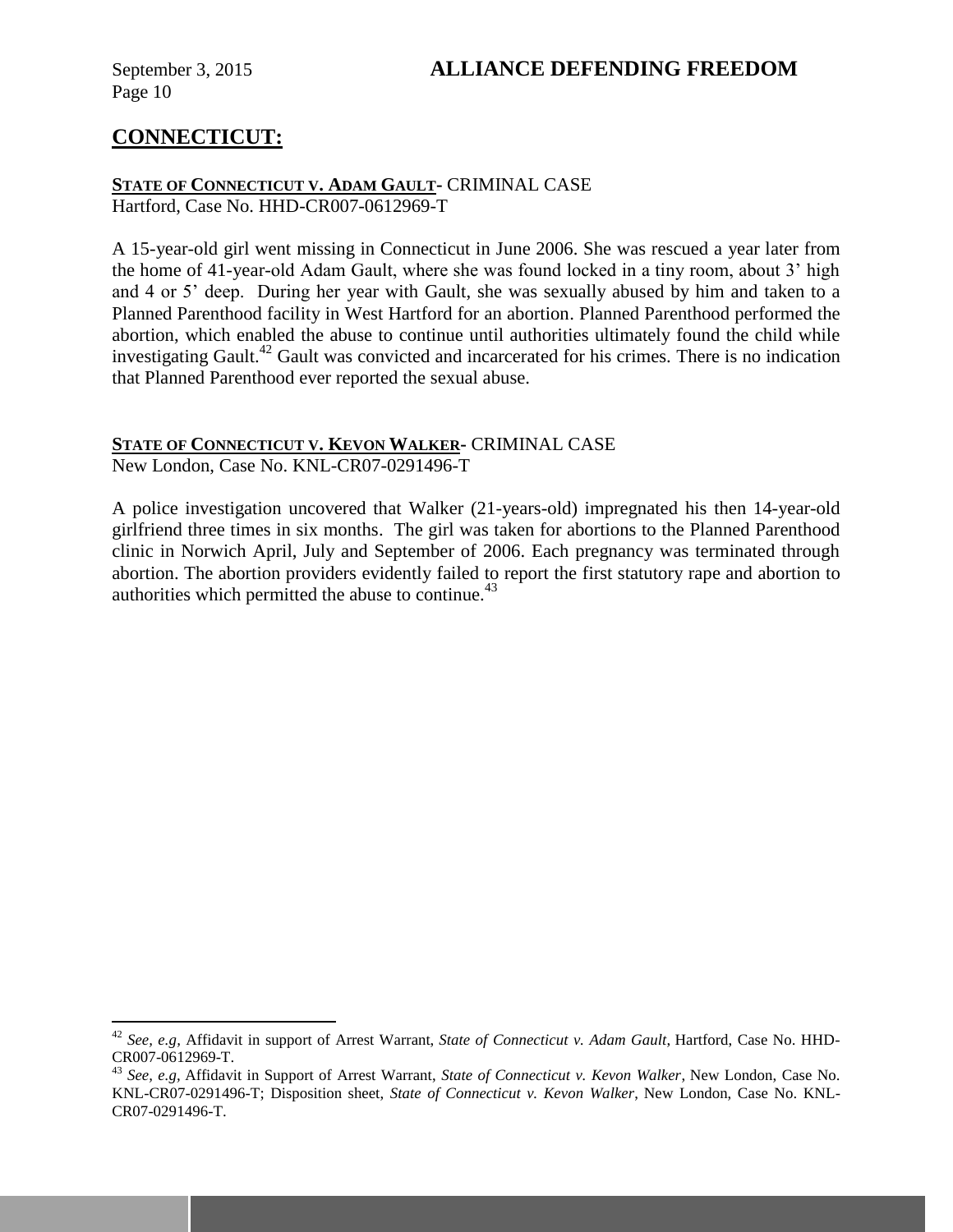## CONNECTICUT:

**STATE OF CONNECTICUT V. ADAM GAULT**- CRIMINAL CASE
Hartford, Case No. HHD-CR007-0612969-T

A 15-year-old girl went missing in Connecticut in June 2006. She was rescued a year later from the home of 41-year-old Adam Gault, where she was found locked in a tiny room, about 3' high and 4 or 5' deep. During her year with Gault, she was sexually abused by him and taken to a Planned Parenthood facility in West Hartford for an abortion. Planned Parenthood performed the abortion, which enabled the abuse to continue until authorities ultimately found the child while investigating Gault.[42] Gault was convicted and incarcerated for his crimes. There is no indication that Planned Parenthood ever reported the sexual abuse.

**STATE OF CONNECTICUT V. KEVON WALKER**- CRIMINAL CASE
New London, Case No. KNL-CR07-0291496-T

A police investigation uncovered that Walker (21-years-old) impregnated his then 14-year-old girlfriend three times in six months. The girl was taken for abortions to the Planned Parenthood clinic in Norwich April, July and September of 2006. Each pregnancy was terminated through abortion. The abortion providers evidently failed to report the first statutory rape and abortion to authorities which permitted the abuse to continue.[43]

---

[42] *See, e.g,* Affidavit in support of Arrest Warrant, *State of Connecticut v. Adam Gault*, Hartford, Case No. HHD-CR007-0612969-T.

[43] *See, e.g,* Affidavit in Support of Arrest Warrant, *State of Connecticut v. Kevon Walker*, New London, Case No. KNL-CR07-0291496-T; Disposition sheet, *State of Connecticut v. Kevon Walker*, New London, Case No. KNL-CR07-0291496-T.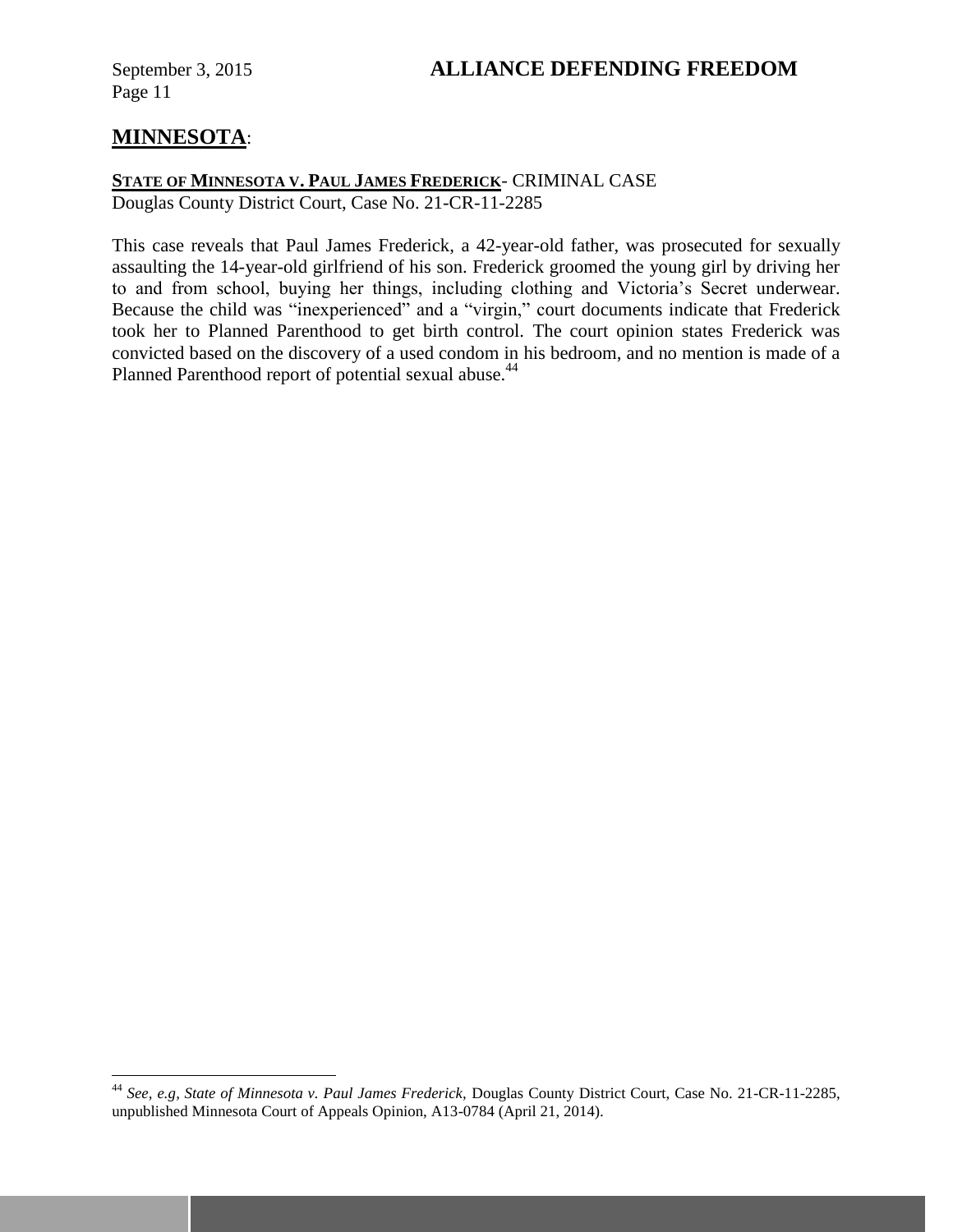## **MINNESOTA**:

**STATE OF MINNESOTA V. PAUL JAMES FREDERICK**- CRIMINAL CASE
Douglas County District Court, Case No. 21-CR-11-2285

This case reveals that Paul James Frederick, a 42-year-old father, was prosecuted for sexually assaulting the 14-year-old girlfriend of his son. Frederick groomed the young girl by driving her to and from school, buying her things, including clothing and Victoria's Secret underwear. Because the child was "inexperienced" and a "virgin," court documents indicate that Frederick took her to Planned Parenthood to get birth control. The court opinion states Frederick was convicted based on the discovery of a used condom in his bedroom, and no mention is made of a Planned Parenthood report of potential sexual abuse.[44]

---

[44] *See, e.g, State of Minnesota v. Paul James Frederick,* Douglas County District Court, Case No. 21-CR-11-2285, unpublished Minnesota Court of Appeals Opinion, A13-0784 (April 21, 2014).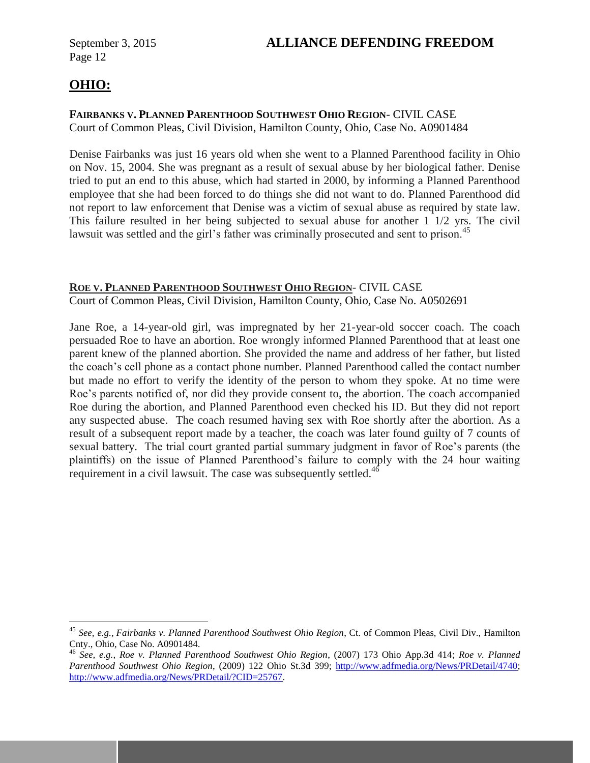## OHIO:

**FAIRBANKS V. PLANNED PARENTHOOD SOUTHWEST OHIO REGION**- CIVIL CASE
Court of Common Pleas, Civil Division, Hamilton County, Ohio, Case No. A0901484

Denise Fairbanks was just 16 years old when she went to a Planned Parenthood facility in Ohio on Nov. 15, 2004. She was pregnant as a result of sexual abuse by her biological father. Denise tried to put an end to this abuse, which had started in 2000, by informing a Planned Parenthood employee that she had been forced to do things she did not want to do. Planned Parenthood did not report to law enforcement that Denise was a victim of sexual abuse as required by state law. This failure resulted in her being subjected to sexual abuse for another 1 1/2 yrs. The civil lawsuit was settled and the girl's father was criminally prosecuted and sent to prison.[45]

**ROE V. PLANNED PARENTHOOD SOUTHWEST OHIO REGION**- CIVIL CASE
Court of Common Pleas, Civil Division, Hamilton County, Ohio, Case No. A0502691

Jane Roe, a 14-year-old girl, was impregnated by her 21-year-old soccer coach. The coach persuaded Roe to have an abortion. Roe wrongly informed Planned Parenthood that at least one parent knew of the planned abortion. She provided the name and address of her father, but listed the coach's cell phone as a contact phone number. Planned Parenthood called the contact number but made no effort to verify the identity of the person to whom they spoke. At no time were Roe's parents notified of, nor did they provide consent to, the abortion. The coach accompanied Roe during the abortion, and Planned Parenthood even checked his ID. But they did not report any suspected abuse. The coach resumed having sex with Roe shortly after the abortion. As a result of a subsequent report made by a teacher, the coach was later found guilty of 7 counts of sexual battery. The trial court granted partial summary judgment in favor of Roe's parents (the plaintiffs) on the issue of Planned Parenthood's failure to comply with the 24 hour waiting requirement in a civil lawsuit. The case was subsequently settled.[46]

---

[45] *See, e.g., Fairbanks v. Planned Parenthood Southwest Ohio Region*, Ct. of Common Pleas, Civil Div., Hamilton Cnty., Ohio, Case No. A0901484.

[46] *See, e.g., Roe v. Planned Parenthood Southwest Ohio Region*, (2007) 173 Ohio App.3d 414; *Roe v. Planned Parenthood Southwest Ohio Region*, (2009) 122 Ohio St.3d 399; http://www.adfmedia.org/News/PRDetail/4740; http://www.adfmedia.org/News/PRDetail/?CID=25767.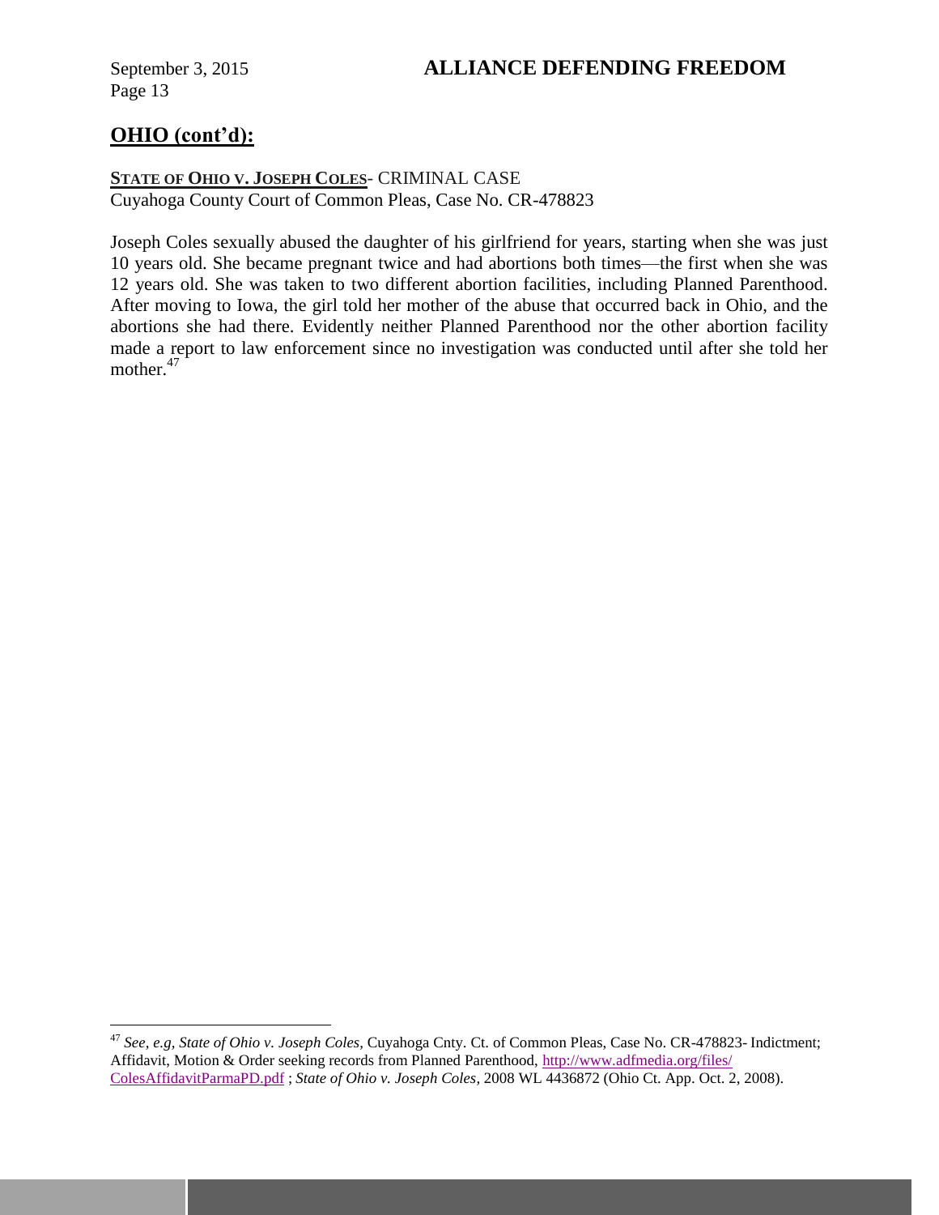## OHIO (cont'd):

**STATE OF OHIO V. JOSEPH COLES**- CRIMINAL CASE
Cuyahoga County Court of Common Pleas, Case No. CR-478823

Joseph Coles sexually abused the daughter of his girlfriend for years, starting when she was just 10 years old. She became pregnant twice and had abortions both times—the first when she was 12 years old. She was taken to two different abortion facilities, including Planned Parenthood. After moving to Iowa, the girl told her mother of the abuse that occurred back in Ohio, and the abortions she had there. Evidently neither Planned Parenthood nor the other abortion facility made a report to law enforcement since no investigation was conducted until after she told her mother.[47]

---

[47] *See, e.g, State of Ohio v. Joseph Coles*, Cuyahoga Cnty. Ct. of Common Pleas, Case No. CR-478823- Indictment; Affidavit, Motion & Order seeking records from Planned Parenthood, http://www.adfmedia.org/files/ColesAffidavitParmaPD.pdf ; *State of Ohio v. Joseph Coles*, 2008 WL 4436872 (Ohio Ct. App. Oct. 2, 2008).